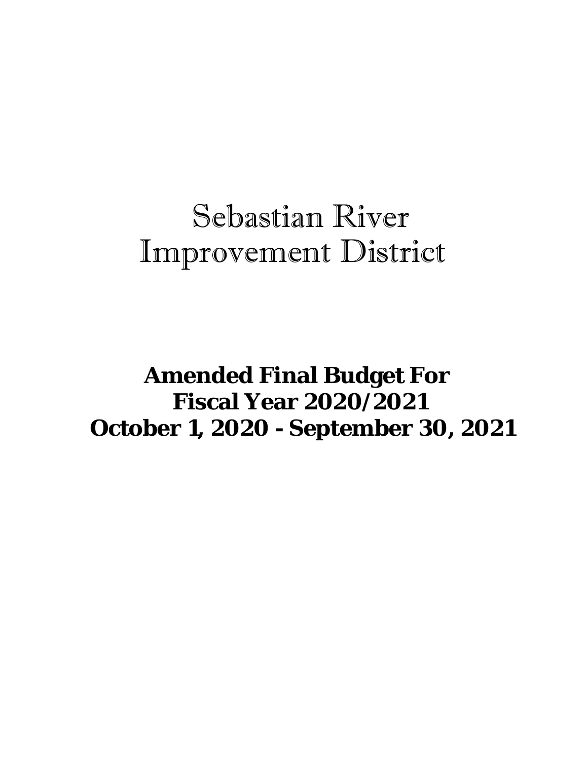# Sebastian River Improvement District

## Amended Final Budget For Fiscal Year 2020/2021 October 1, 2020 - September 30, 2021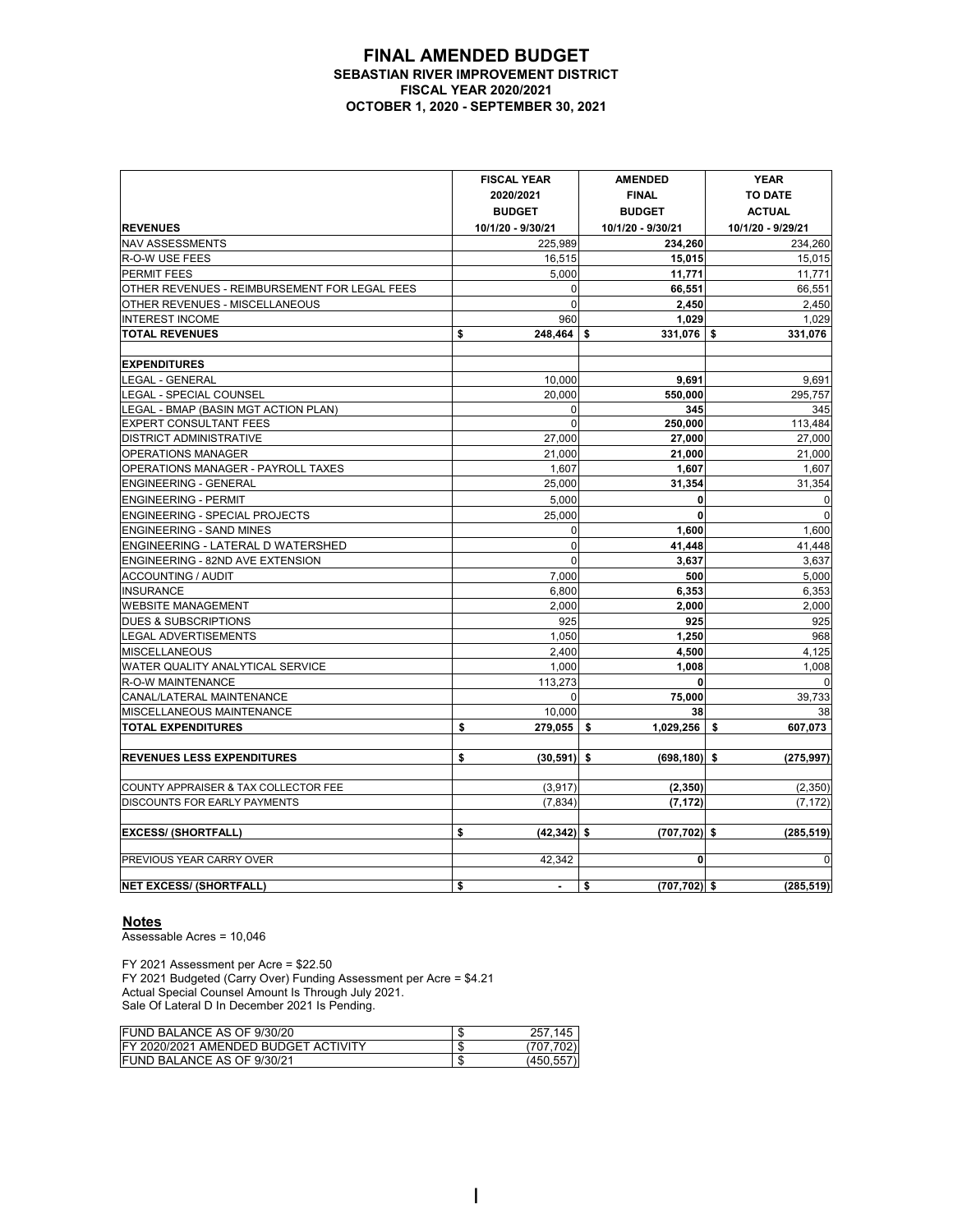# FINAL AMENDED BUDGET

## SEBASTIAN RIVER IMPROVEMENT DISTRICT

### FISCAL YEAR 2020/2021

### OCTOBER 1, 2020 - SEPTEMBER 30, 2021

| REVENUES | FISCAL YEAR 2020/2021 BUDGET 10/1/20 - 9/30/21 | AMENDED FINAL BUDGET 10/1/20 - 9/30/21 | YEAR TO DATE ACTUAL 10/1/20 - 9/29/21 |
|---|---|---|---|
| NAV ASSESSMENTS | 225,989 | **234,260** | 234,260 |
| R-O-W USE FEES | 16,515 | **15,015** | 15,015 |
| PERMIT FEES | 5,000 | **11,771** | 11,771 |
| OTHER REVENUES - REIMBURSEMENT FOR LEGAL FEES | 0 | **66,551** | 66,551 |
| OTHER REVENUES - MISCELLANEOUS | 0 | **2,450** | 2,450 |
| INTEREST INCOME | 960 | **1,029** | 1,029 |
| **TOTAL REVENUES** | **$ 248,464** | **$ 331,076** | **$ 331,076** |
| | | | |
| **EXPENDITURES** | | | |
| LEGAL - GENERAL | 10,000 | **9,691** | 9,691 |
| LEGAL - SPECIAL COUNSEL | 20,000 | **550,000** | 295,757 |
| LEGAL - BMAP (BASIN MGT ACTION PLAN) | 0 | **345** | 345 |
| EXPERT CONSULTANT FEES | 0 | **250,000** | 113,484 |
| DISTRICT ADMINISTRATIVE | 27,000 | **27,000** | 27,000 |
| OPERATIONS MANAGER | 21,000 | **21,000** | 21,000 |
| OPERATIONS MANAGER - PAYROLL TAXES | 1,607 | **1,607** | 1,607 |
| ENGINEERING - GENERAL | 25,000 | **31,354** | 31,354 |
| ENGINEERING - PERMIT | 5,000 | **0** | 0 |
| ENGINEERING - SPECIAL PROJECTS | 25,000 | **0** | 0 |
| ENGINEERING - SAND MINES | 0 | **1,600** | 1,600 |
| ENGINEERING - LATERAL D WATERSHED | 0 | **41,448** | 41,448 |
| ENGINEERING - 82ND AVE EXTENSION | 0 | **3,637** | 3,637 |
| ACCOUNTING / AUDIT | 7,000 | **500** | 5,000 |
| INSURANCE | 6,800 | **6,353** | 6,353 |
| WEBSITE MANAGEMENT | 2,000 | **2,000** | 2,000 |
| DUES & SUBSCRIPTIONS | 925 | **925** | 925 |
| LEGAL ADVERTISEMENTS | 1,050 | **1,250** | 968 |
| MISCELLANEOUS | 2,400 | **4,500** | 4,125 |
| WATER QUALITY ANALYTICAL SERVICE | 1,000 | **1,008** | 1,008 |
| R-O-W MAINTENANCE | 113,273 | **0** | 0 |
| CANAL/LATERAL MAINTENANCE | 0 | **75,000** | 39,733 |
| MISCELLANEOUS MAINTENANCE | 10,000 | **38** | 38 |
| **TOTAL EXPENDITURES** | **$ 279,055** | **$ 1,029,256** | **$ 607,073** |
| | | | |
| **REVENUES LESS EXPENDITURES** | **$ (30,591)** | **$ (698,180)** | **$ (275,997)** |
| | | | |
| COUNTY APPRAISER & TAX COLLECTOR FEE | (3,917) | **(2,350)** | (2,350) |
| DISCOUNTS FOR EARLY PAYMENTS | (7,834) | **(7,172)** | (7,172) |
| | | | |
| **EXCESS/ (SHORTFALL)** | **$ (42,342)** | **$ (707,702)** | **$ (285,519)** |
| | | | |
| PREVIOUS YEAR CARRY OVER | 42,342 | **0** | 0 |
| | | | |
| **NET EXCESS/ (SHORTFALL)** | **$ -** | **$ (707,702)** | **$ (285,519)** |

**Notes**

Assessable Acres = 10,046

FY 2021 Assessment per Acre = $22.50

FY 2021 Budgeted (Carry Over) Funding Assessment per Acre = $4.21

Actual Special Counsel Amount Is Through July 2021.

Sale Of Lateral D In December 2021 Is Pending.

| | |
|---|---|
| FUND BALANCE AS OF 9/30/20 | $ 257,145 |
| FY 2020/2021 AMENDED BUDGET ACTIVITY | $ (707,702) |
| FUND BALANCE AS OF 9/30/21 | $ (450,557) |